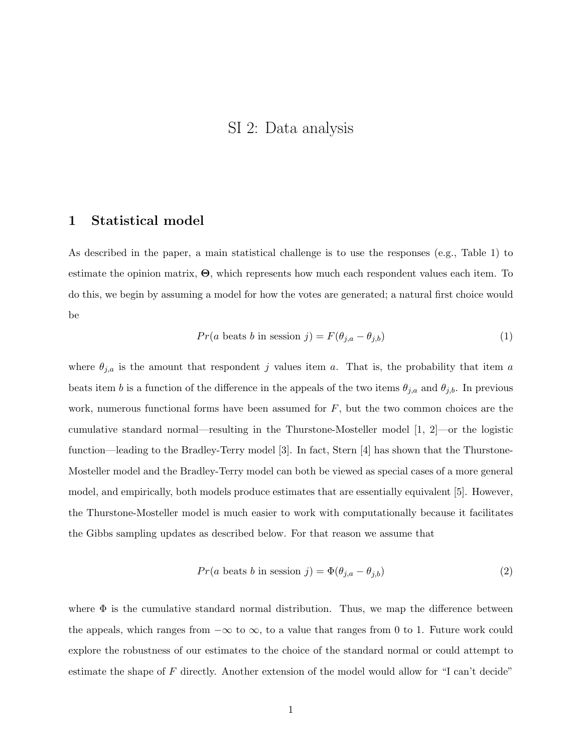# SI 2: Data analysis

## 1 Statistical model

As described in the paper, a main statistical challenge is to use the responses (e.g., Table 1) to estimate the opinion matrix, $\mathbf{\Theta}$, which represents how much each respondent values each item. To do this, we begin by assuming a model for how the votes are generated; a natural first choice would be

$$Pr(a \text{ beats } b \text{ in session } j) = F(\theta_{j,a} - \theta_{j,b}) \tag{1}$$

where $\theta_{j,a}$ is the amount that respondent $j$ values item $a$. That is, the probability that item $a$ beats item $b$ is a function of the difference in the appeals of the two items $\theta_{j,a}$ and $\theta_{j,b}$. In previous work, numerous functional forms have been assumed for $F$, but the two common choices are the cumulative standard normal—resulting in the Thurstone-Mosteller model [1, 2]—or the logistic function—leading to the Bradley-Terry model [3]. In fact, Stern [4] has shown that the Thurstone-Mosteller model and the Bradley-Terry model can both be viewed as special cases of a more general model, and empirically, both models produce estimates that are essentially equivalent [5]. However, the Thurstone-Mosteller model is much easier to work with computationally because it facilitates the Gibbs sampling updates as described below. For that reason we assume that

$$Pr(a \text{ beats } b \text{ in session } j) = \Phi(\theta_{j,a} - \theta_{j,b}) \tag{2}$$

where $\Phi$ is the cumulative standard normal distribution. Thus, we map the difference between the appeals, which ranges from $-\infty$ to $\infty$, to a value that ranges from 0 to 1. Future work could explore the robustness of our estimates to the choice of the standard normal or could attempt to estimate the shape of $F$ directly. Another extension of the model would allow for "I can't decide"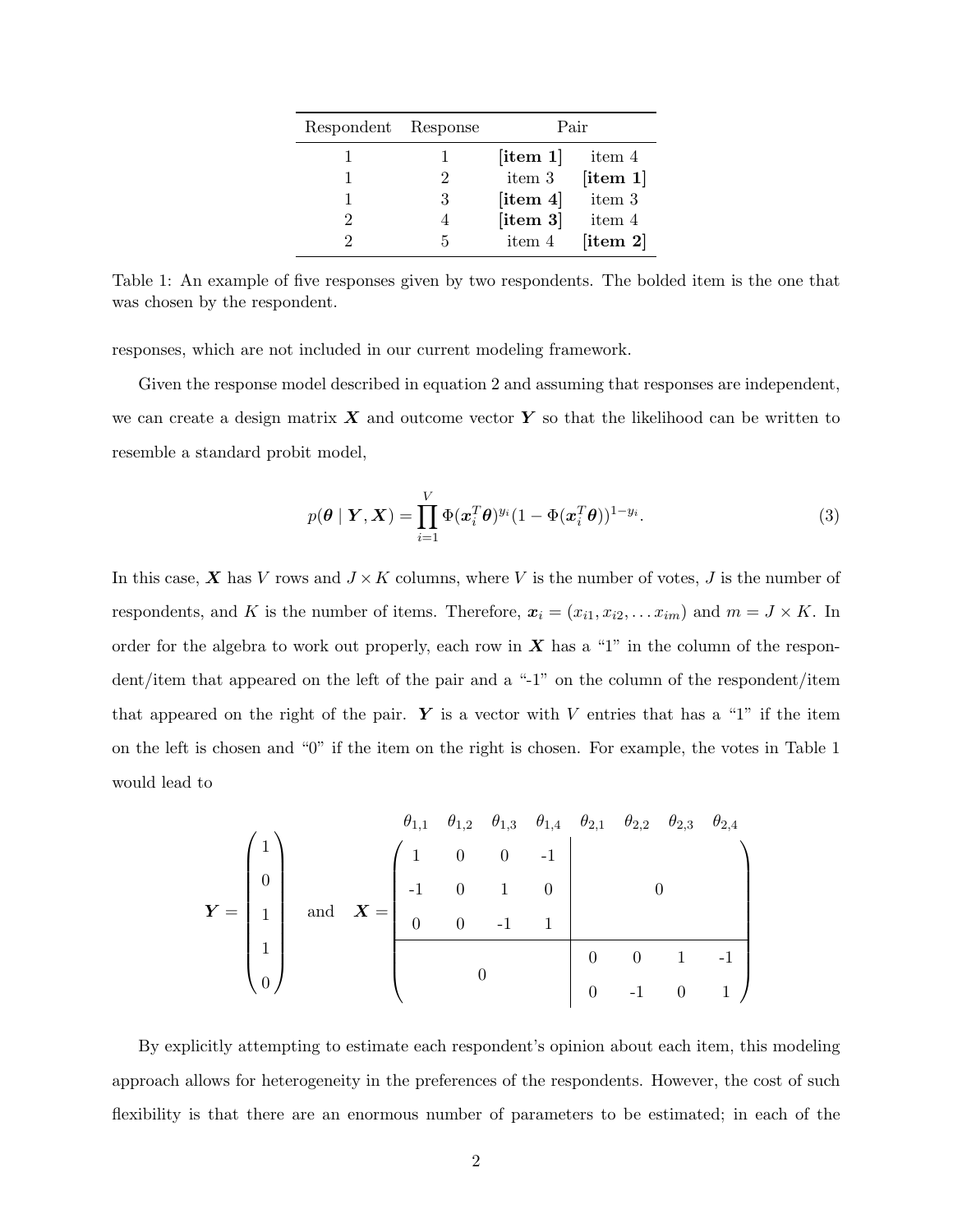| Respondent | Response | Pair | |
|---|---|---|---|
| 1 | 1 | **[item 1]** | item 4 |
| 1 | 2 | item 3 | **[item 1]** |
| 1 | 3 | **[item 4]** | item 3 |
| 2 | 4 | **[item 3]** | item 4 |
| 2 | 5 | item 4 | **[item 2]** |

Table 1: An example of five responses given by two respondents. The bolded item is the one that was chosen by the respondent.

responses, which are not included in our current modeling framework.

Given the response model described in equation 2 and assuming that responses are independent, we can create a design matrix $\boldsymbol{X}$ and outcome vector $\boldsymbol{Y}$ so that the likelihood can be written to resemble a standard probit model,

$$p(\boldsymbol{\theta} \mid \boldsymbol{Y}, \boldsymbol{X}) = \prod_{i=1}^{V} \Phi(\boldsymbol{x}_i^T \boldsymbol{\theta})^{y_i} (1 - \Phi(\boldsymbol{x}_i^T \boldsymbol{\theta}))^{1-y_i}. \tag{3}$$

In this case, $\boldsymbol{X}$ has $V$ rows and $J \times K$ columns, where $V$ is the number of votes, $J$ is the number of respondents, and $K$ is the number of items. Therefore, $\boldsymbol{x}_i = (x_{i1}, x_{i2}, \ldots x_{im})$ and $m = J \times K$. In order for the algebra to work out properly, each row in $\boldsymbol{X}$ has a "1" in the column of the respondent/item that appeared on the left of the pair and a "-1" on the column of the respondent/item that appeared on the right of the pair. $\boldsymbol{Y}$ is a vector with $V$ entries that has a "1" if the item on the left is chosen and "0" if the item on the right is chosen. For example, the votes in Table 1 would lead to

$$\boldsymbol{Y} = \begin{pmatrix} 1 \\ 0 \\ 1 \\ 1 \\ 0 \end{pmatrix} \quad \text{and} \quad \boldsymbol{X} = \begin{array}{c} \begin{matrix} \theta_{1,1} & \theta_{1,2} & \theta_{1,3} & \theta_{1,4} & \theta_{2,1} & \theta_{2,2} & \theta_{2,3} & \theta_{2,4} \end{matrix} \\ \left(\begin{array}{cccc|cccc} 1 & 0 & 0 & -1 & & & & \\ -1 & 0 & 1 & 0 & & \multicolumn{2}{c}{0} & \\ 0 & 0 & -1 & 1 & & & & \\ \hline & & & & 0 & 0 & 1 & -1 \\ & \multicolumn{2}{c}{0} & & 0 & -1 & 0 & 1 \end{array}\right) \end{array}$$

By explicitly attempting to estimate each respondent's opinion about each item, this modeling approach allows for heterogeneity in the preferences of the respondents. However, the cost of such flexibility is that there are an enormous number of parameters to be estimated; in each of the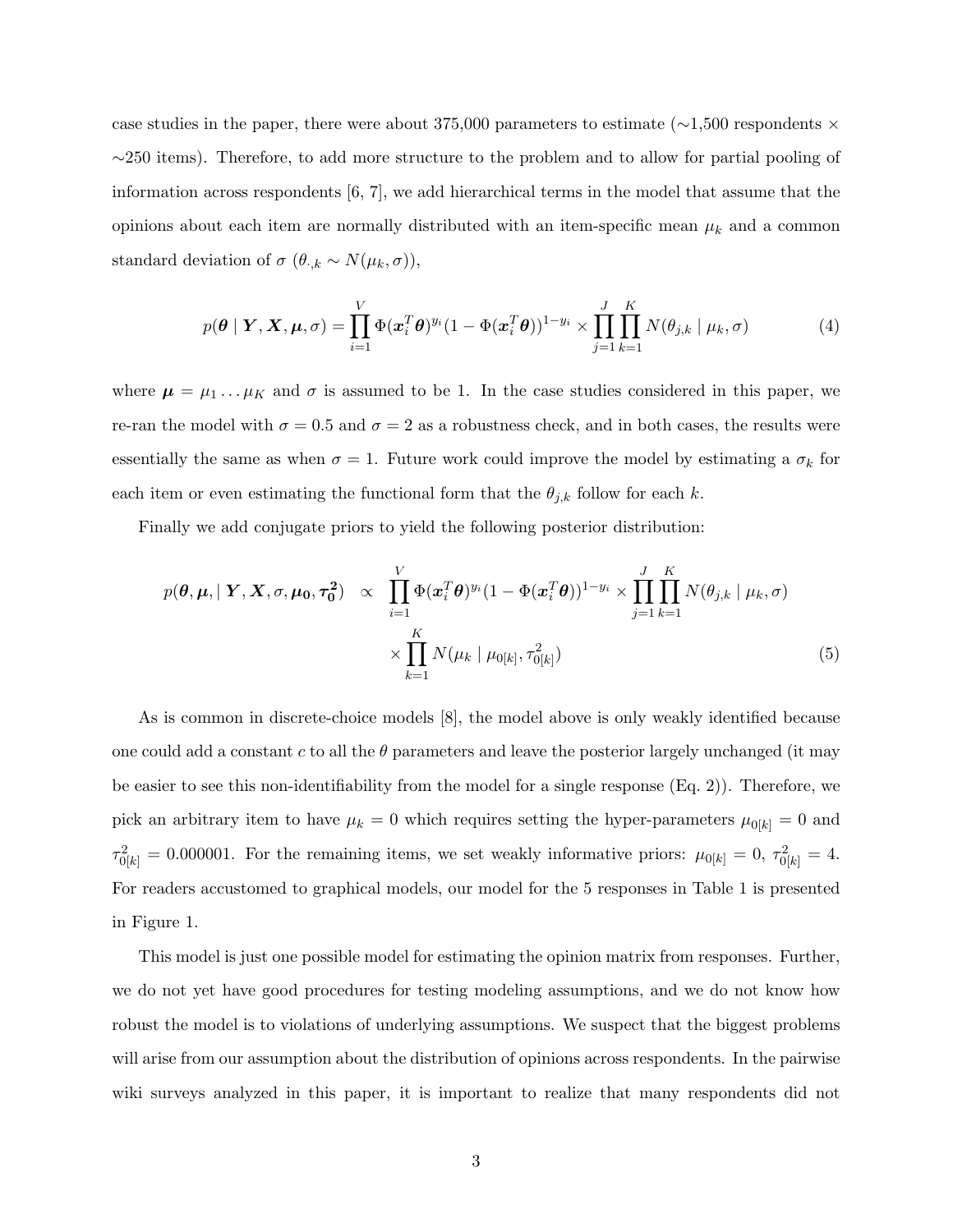case studies in the paper, there were about 375,000 parameters to estimate (∼1,500 respondents × ∼250 items). Therefore, to add more structure to the problem and to allow for partial pooling of information across respondents [6, 7], we add hierarchical terms in the model that assume that the opinions about each item are normally distributed with an item-specific mean $\mu_k$ and a common standard deviation of $\sigma$ ($\theta_{\cdot,k} \sim N(\mu_k, \sigma)$),

$$p(\boldsymbol{\theta} \mid \boldsymbol{Y}, \boldsymbol{X}, \boldsymbol{\mu}, \sigma) = \prod_{i=1}^{V} \Phi(\boldsymbol{x}_i^T \boldsymbol{\theta})^{y_i} (1 - \Phi(\boldsymbol{x}_i^T \boldsymbol{\theta}))^{1-y_i} \times \prod_{j=1}^{J} \prod_{k=1}^{K} N(\theta_{j,k} \mid \mu_k, \sigma) \tag{4}$$

where $\boldsymbol{\mu} = \mu_1 \ldots \mu_K$ and $\sigma$ is assumed to be 1. In the case studies considered in this paper, we re-ran the model with $\sigma = 0.5$ and $\sigma = 2$ as a robustness check, and in both cases, the results were essentially the same as when $\sigma = 1$. Future work could improve the model by estimating a $\sigma_k$ for each item or even estimating the functional form that the $\theta_{j,k}$ follow for each $k$.

Finally we add conjugate priors to yield the following posterior distribution:

$$\begin{aligned} p(\boldsymbol{\theta}, \boldsymbol{\mu}, \mid \boldsymbol{Y}, \boldsymbol{X}, \sigma, \boldsymbol{\mu_0}, \boldsymbol{\tau_0^2}) \quad \propto \quad & \prod_{i=1}^{V} \Phi(\boldsymbol{x}_i^T \boldsymbol{\theta})^{y_i} (1 - \Phi(\boldsymbol{x}_i^T \boldsymbol{\theta}))^{1-y_i} \times \prod_{j=1}^{J} \prod_{k=1}^{K} N(\theta_{j,k} \mid \mu_k, \sigma) \\ & \times \prod_{k=1}^{K} N(\mu_k \mid \mu_{0[k]}, \tau_{0[k]}^2) \end{aligned} \tag{5}$$

As is common in discrete-choice models [8], the model above is only weakly identified because one could add a constant $c$ to all the $\theta$ parameters and leave the posterior largely unchanged (it may be easier to see this non-identifiability from the model for a single response (Eq. 2)). Therefore, we pick an arbitrary item to have $\mu_k = 0$ which requires setting the hyper-parameters $\mu_{0[k]} = 0$ and $\tau_{0[k]}^2 = 0.000001$. For the remaining items, we set weakly informative priors: $\mu_{0[k]} = 0$, $\tau_{0[k]}^2 = 4$. For readers accustomed to graphical models, our model for the 5 responses in Table 1 is presented in Figure 1.

This model is just one possible model for estimating the opinion matrix from responses. Further, we do not yet have good procedures for testing modeling assumptions, and we do not know how robust the model is to violations of underlying assumptions. We suspect that the biggest problems will arise from our assumption about the distribution of opinions across respondents. In the pairwise wiki surveys analyzed in this paper, it is important to realize that many respondents did not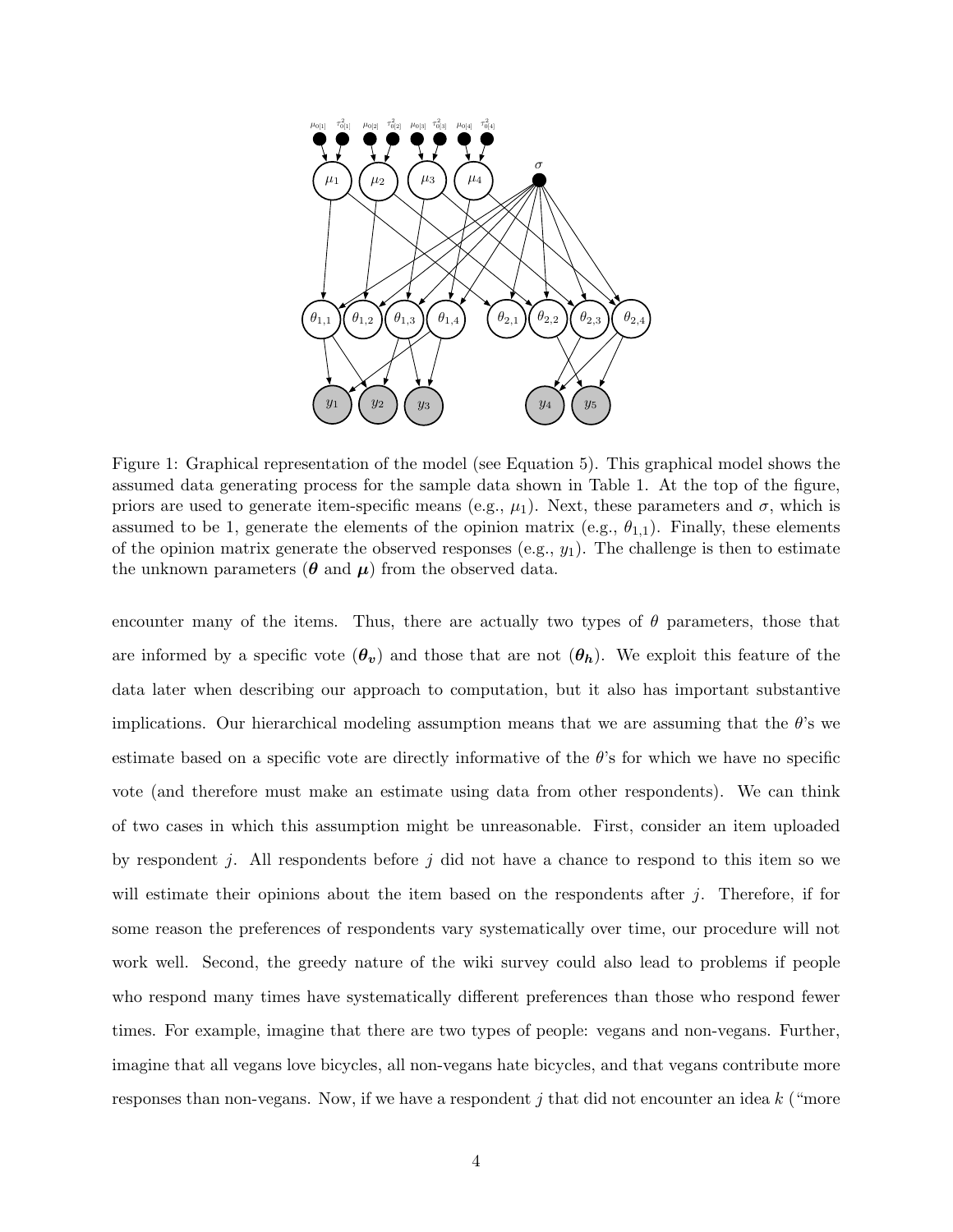Figure 1: Graphical representation of the model (see Equation 5). This graphical model shows the assumed data generating process for the sample data shown in Table 1. At the top of the figure, priors are used to generate item-specific means (e.g., $\mu_1$). Next, these parameters and $\sigma$, which is assumed to be 1, generate the elements of the opinion matrix (e.g., $\theta_{1,1}$). Finally, these elements of the opinion matrix generate the observed responses (e.g., $y_1$). The challenge is then to estimate the unknown parameters ($\boldsymbol{\theta}$ and $\boldsymbol{\mu}$) from the observed data.

encounter many of the items. Thus, there are actually two types of $\theta$ parameters, those that are informed by a specific vote ($\boldsymbol{\theta_v}$) and those that are not ($\boldsymbol{\theta_h}$). We exploit this feature of the data later when describing our approach to computation, but it also has important substantive implications. Our hierarchical modeling assumption means that we are assuming that the $\theta$'s we estimate based on a specific vote are directly informative of the $\theta$'s for which we have no specific vote (and therefore must make an estimate using data from other respondents). We can think of two cases in which this assumption might be unreasonable. First, consider an item uploaded by respondent $j$. All respondents before $j$ did not have a chance to respond to this item so we will estimate their opinions about the item based on the respondents after $j$. Therefore, if for some reason the preferences of respondents vary systematically over time, our procedure will not work well. Second, the greedy nature of the wiki survey could also lead to problems if people who respond many times have systematically different preferences than those who respond fewer times. For example, imagine that there are two types of people: vegans and non-vegans. Further, imagine that all vegans love bicycles, all non-vegans hate bicycles, and that vegans contribute more responses than non-vegans. Now, if we have a respondent $j$ that did not encounter an idea $k$ ("more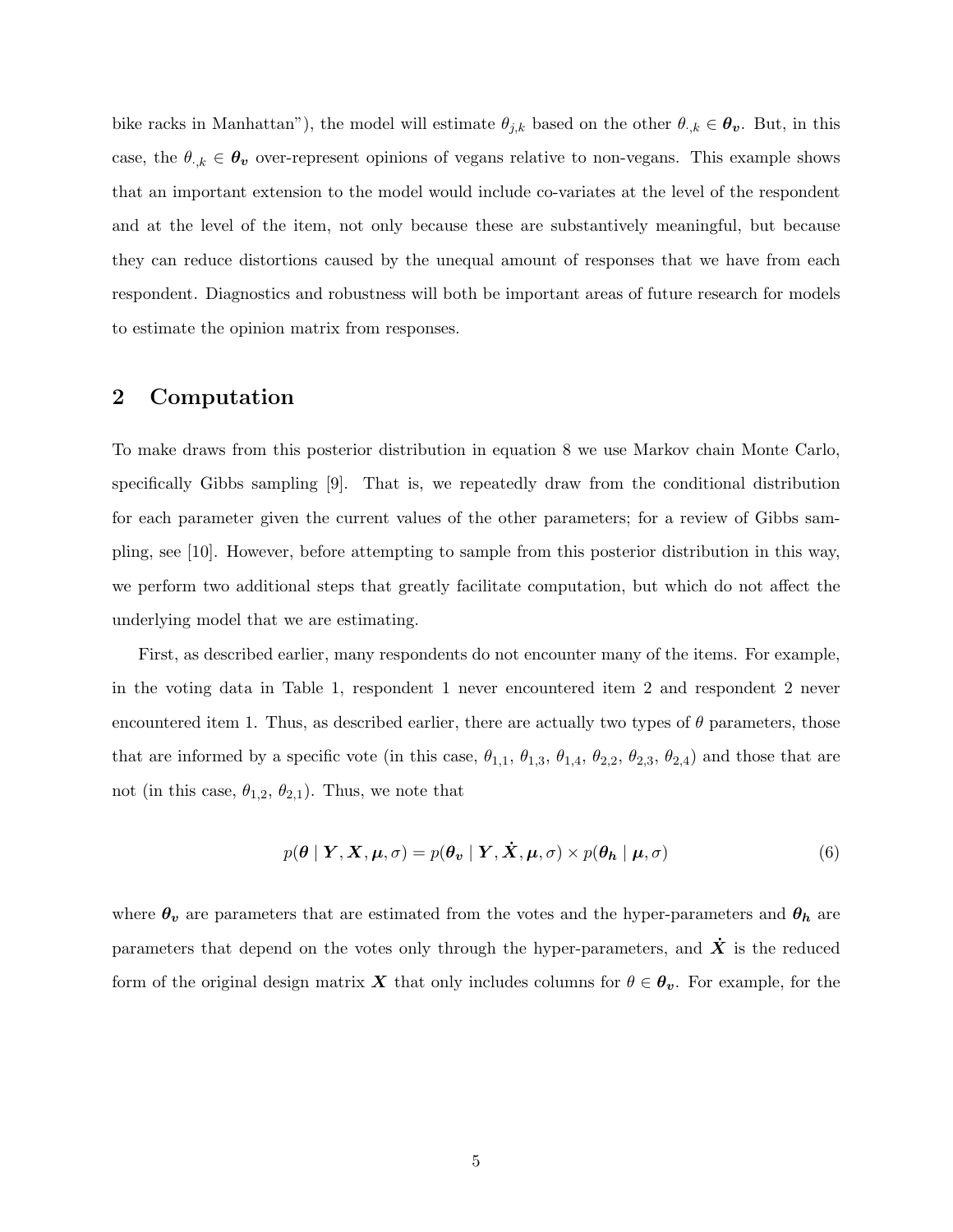bike racks in Manhattan"), the model will estimate $\theta_{j,k}$ based on the other $\theta_{\cdot,k} \in \boldsymbol{\theta_v}$. But, in this case, the $\theta_{\cdot,k} \in \boldsymbol{\theta_v}$ over-represent opinions of vegans relative to non-vegans. This example shows that an important extension to the model would include co-variates at the level of the respondent and at the level of the item, not only because these are substantively meaningful, but because they can reduce distortions caused by the unequal amount of responses that we have from each respondent. Diagnostics and robustness will both be important areas of future research for models to estimate the opinion matrix from responses.

## 2 Computation

To make draws from this posterior distribution in equation 8 we use Markov chain Monte Carlo, specifically Gibbs sampling [9]. That is, we repeatedly draw from the conditional distribution for each parameter given the current values of the other parameters; for a review of Gibbs sampling, see [10]. However, before attempting to sample from this posterior distribution in this way, we perform two additional steps that greatly facilitate computation, but which do not affect the underlying model that we are estimating.

First, as described earlier, many respondents do not encounter many of the items. For example, in the voting data in Table 1, respondent 1 never encountered item 2 and respondent 2 never encountered item 1. Thus, as described earlier, there are actually two types of $\theta$ parameters, those that are informed by a specific vote (in this case, $\theta_{1,1}$, $\theta_{1,3}$, $\theta_{1,4}$, $\theta_{2,2}$, $\theta_{2,3}$, $\theta_{2,4}$) and those that are not (in this case, $\theta_{1,2}$, $\theta_{2,1}$). Thus, we note that

$$p(\boldsymbol{\theta} \mid \boldsymbol{Y}, \boldsymbol{X}, \boldsymbol{\mu}, \sigma) = p(\boldsymbol{\theta_v} \mid \boldsymbol{Y}, \dot{\boldsymbol{X}}, \boldsymbol{\mu}, \sigma) \times p(\boldsymbol{\theta_h} \mid \boldsymbol{\mu}, \sigma) \tag{6}$$

where $\boldsymbol{\theta_v}$ are parameters that are estimated from the votes and the hyper-parameters and $\boldsymbol{\theta_h}$ are parameters that depend on the votes only through the hyper-parameters, and $\dot{\boldsymbol{X}}$ is the reduced form of the original design matrix $\boldsymbol{X}$ that only includes columns for $\theta \in \boldsymbol{\theta_v}$. For example, for the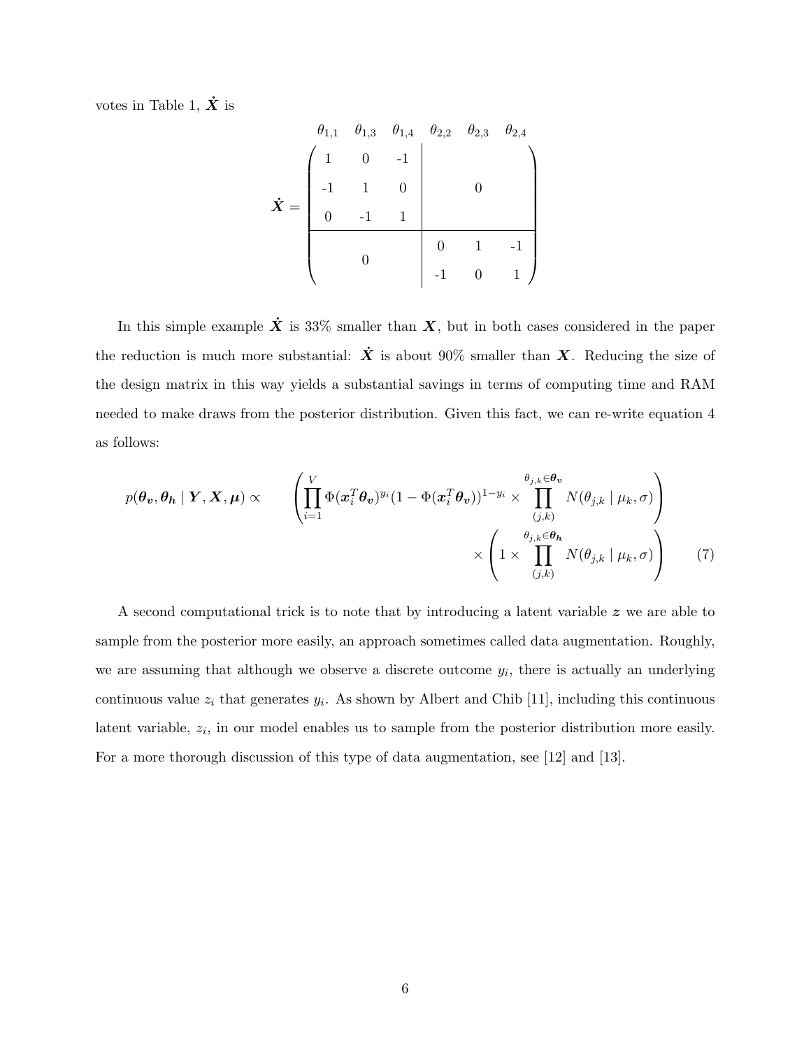votes in Table 1, $\dot{\boldsymbol{X}}$ is

$$
\dot{\boldsymbol{X}} = \begin{array}{c} \\ \end{array}
\begin{array}{cccccc}
\theta_{1,1} & \theta_{1,3} & \theta_{1,4} & \theta_{2,2} & \theta_{2,3} & \theta_{2,4}
\end{array}
$$

$$
\dot{\boldsymbol{X}} = \left(\begin{array}{ccc|ccc}
1 & 0 & -1 & & & \\
-1 & 1 & 0 & & 0 & \\
0 & -1 & 1 & & & \\
\hline
 & & & 0 & 1 & -1 \\
 & 0 & & -1 & 0 & 1
\end{array}\right)
$$

In this simple example $\dot{\boldsymbol{X}}$ is 33% smaller than $\boldsymbol{X}$, but in both cases considered in the paper the reduction is much more substantial: $\dot{\boldsymbol{X}}$ is about 90% smaller than $\boldsymbol{X}$. Reducing the size of the design matrix in this way yields a substantial savings in terms of computing time and RAM needed to make draws from the posterior distribution. Given this fact, we can re-write equation 4 as follows:

$$
p(\boldsymbol{\theta_v}, \boldsymbol{\theta_h} \mid \boldsymbol{Y}, \boldsymbol{X}, \boldsymbol{\mu}) \propto \left( \prod_{i=1}^{V} \Phi(\boldsymbol{x}_i^T \boldsymbol{\theta_v})^{y_i} (1 - \Phi(\boldsymbol{x}_i^T \boldsymbol{\theta_v}))^{1-y_i} \times \prod_{(j,k)}^{\theta_{j,k} \in \boldsymbol{\theta_v}} N(\theta_{j,k} \mid \mu_k, \sigma) \right) \times \left( 1 \times \prod_{(j,k)}^{\theta_{j,k} \in \boldsymbol{\theta_h}} N(\theta_{j,k} \mid \mu_k, \sigma) \right) \tag{7}
$$

A second computational trick is to note that by introducing a latent variable $\boldsymbol{z}$ we are able to sample from the posterior more easily, an approach sometimes called data augmentation. Roughly, we are assuming that although we observe a discrete outcome $y_i$, there is actually an underlying continuous value $z_i$ that generates $y_i$. As shown by Albert and Chib [11], including this continuous latent variable, $z_i$, in our model enables us to sample from the posterior distribution more easily. For a more thorough discussion of this type of data augmentation, see [12] and [13].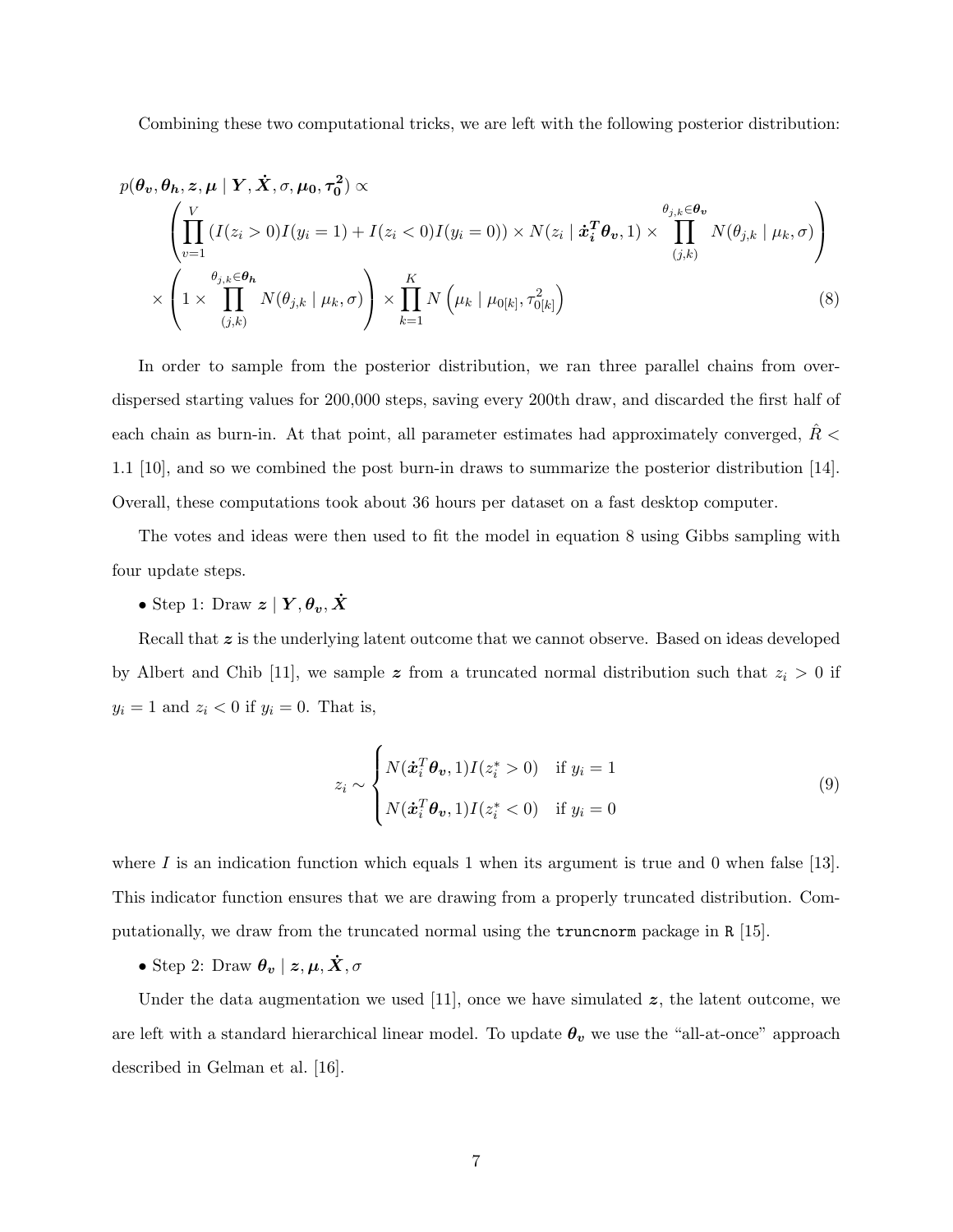Combining these two computational tricks, we are left with the following posterior distribution:

$$
\begin{aligned}
p(\boldsymbol{\theta_v}, \boldsymbol{\theta_h}, \boldsymbol{z}, \boldsymbol{\mu} \mid \boldsymbol{Y}, \dot{\boldsymbol{X}}, \sigma, \boldsymbol{\mu_0}, \boldsymbol{\tau_0^2}) \propto \\
& \left( \prod_{v=1}^{V} \left( I(z_i > 0) I(y_i = 1) + I(z_i < 0) I(y_i = 0) \right) \times N(z_i \mid \dot{\boldsymbol{x}}_{\boldsymbol{i}}^{\boldsymbol{T}} \boldsymbol{\theta_v}, 1) \times \prod_{(j,k)}^{\theta_{j,k} \in \boldsymbol{\theta_v}} N(\theta_{j,k} \mid \mu_k, \sigma) \right) \\
& \times \left( 1 \times \prod_{(j,k)}^{\theta_{j,k} \in \boldsymbol{\theta_h}} N(\theta_{j,k} \mid \mu_k, \sigma) \right) \times \prod_{k=1}^{K} N\left( \mu_k \mid \mu_{0[k]}, \tau_{0[k]}^2 \right)
\end{aligned}
\tag{8}
$$

In order to sample from the posterior distribution, we ran three parallel chains from over-dispersed starting values for 200,000 steps, saving every 200th draw, and discarded the first half of each chain as burn-in. At that point, all parameter estimates had approximately converged, $\hat{R} < 1.1$ [10], and so we combined the post burn-in draws to summarize the posterior distribution [14]. Overall, these computations took about 36 hours per dataset on a fast desktop computer.

The votes and ideas were then used to fit the model in equation 8 using Gibbs sampling with four update steps.

- Step 1: Draw $\boldsymbol{z} \mid \boldsymbol{Y}, \boldsymbol{\theta_v}, \dot{\boldsymbol{X}}$

Recall that $\boldsymbol{z}$ is the underlying latent outcome that we cannot observe. Based on ideas developed by Albert and Chib [11], we sample $\boldsymbol{z}$ from a truncated normal distribution such that $z_i > 0$ if $y_i = 1$ and $z_i < 0$ if $y_i = 0$. That is,

$$
z_i \sim \begin{cases} N(\dot{\boldsymbol{x}}_i^T \boldsymbol{\theta_v}, 1) I(z_i^* > 0) & \text{if } y_i = 1 \\ N(\dot{\boldsymbol{x}}_i^T \boldsymbol{\theta_v}, 1) I(z_i^* < 0) & \text{if } y_i = 0 \end{cases}
\tag{9}
$$

where $I$ is an indication function which equals 1 when its argument is true and 0 when false [13]. This indicator function ensures that we are drawing from a properly truncated distribution. Computationally, we draw from the truncated normal using the `truncnorm` package in `R` [15].

- Step 2: Draw $\boldsymbol{\theta_v} \mid \boldsymbol{z}, \boldsymbol{\mu}, \dot{\boldsymbol{X}}, \sigma$

Under the data augmentation we used [11], once we have simulated $\boldsymbol{z}$, the latent outcome, we are left with a standard hierarchical linear model. To update $\boldsymbol{\theta_v}$ we use the "all-at-once" approach described in Gelman et al. [16].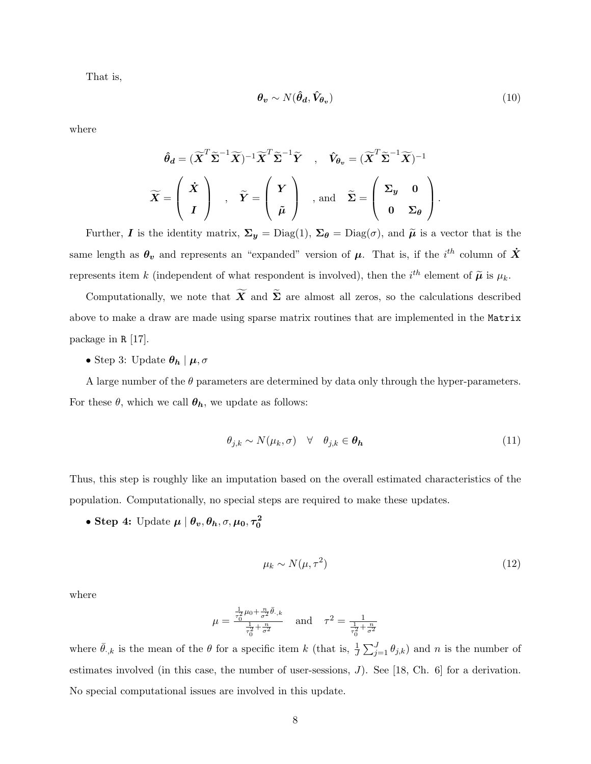That is,

$$\boldsymbol{\theta_v} \sim N(\boldsymbol{\hat{\theta}_d}, \boldsymbol{\hat{V}_{\theta_v}}) \tag{10}$$

where

$$\boldsymbol{\hat{\theta}_d} = (\widetilde{\boldsymbol{X}}^T \widetilde{\boldsymbol{\Sigma}}^{-1} \widetilde{\boldsymbol{X}})^{-1} \widetilde{\boldsymbol{X}}^T \widetilde{\boldsymbol{\Sigma}}^{-1} \widetilde{\boldsymbol{Y}} \quad , \quad \boldsymbol{\hat{V}_{\theta_v}} = (\widetilde{\boldsymbol{X}}^T \widetilde{\boldsymbol{\Sigma}}^{-1} \widetilde{\boldsymbol{X}})^{-1}$$

$$\widetilde{\boldsymbol{X}} = \begin{pmatrix} \dot{\boldsymbol{X}} \\ \boldsymbol{I} \end{pmatrix} \quad , \quad \widetilde{\boldsymbol{Y}} = \begin{pmatrix} \boldsymbol{Y} \\ \tilde{\boldsymbol{\mu}} \end{pmatrix} \quad \text{, and} \quad \widetilde{\boldsymbol{\Sigma}} = \begin{pmatrix} \boldsymbol{\Sigma_y} & \boldsymbol{0} \\ \boldsymbol{0} & \boldsymbol{\Sigma_\theta} \end{pmatrix}.$$

Further, $\boldsymbol{I}$ is the identity matrix, $\boldsymbol{\Sigma_y} = \text{Diag}(1)$, $\boldsymbol{\Sigma_\theta} = \text{Diag}(\sigma)$, and $\widetilde{\boldsymbol{\mu}}$ is a vector that is the same length as $\boldsymbol{\theta_v}$ and represents an "expanded" version of $\boldsymbol{\mu}$. That is, if the $i^{th}$ column of $\dot{\boldsymbol{X}}$ represents item $k$ (independent of what respondent is involved), then the $i^{th}$ element of $\widetilde{\boldsymbol{\mu}}$ is $\mu_k$.

Computationally, we note that $\widetilde{\boldsymbol{X}}$ and $\widetilde{\boldsymbol{\Sigma}}$ are almost all zeros, so the calculations described above to make a draw are made using sparse matrix routines that are implemented in the `Matrix` package in `R` [17].

- Step 3: Update $\boldsymbol{\theta_h} \mid \boldsymbol{\mu}, \sigma$

A large number of the $\theta$ parameters are determined by data only through the hyper-parameters. For these $\theta$, which we call $\boldsymbol{\theta_h}$, we update as follows:

$$\theta_{j,k} \sim N(\mu_k, \sigma) \quad \forall \quad \theta_{j,k} \in \boldsymbol{\theta_h} \tag{11}$$

Thus, this step is roughly like an imputation based on the overall estimated characteristics of the population. Computationally, no special steps are required to make these updates.

- **Step 4:** Update $\boldsymbol{\mu} \mid \boldsymbol{\theta_v}, \boldsymbol{\theta_h}, \sigma, \boldsymbol{\mu_0}, \boldsymbol{\tau_0^2}$

$$\mu_k \sim N(\mu, \tau^2) \tag{12}$$

where

$$\mu = \frac{\frac{1}{\tau_0^2}\mu_0 + \frac{n}{\sigma^2}\bar{\theta}_{\cdot,k}}{\frac{1}{\tau_0^2} + \frac{n}{\sigma^2}} \quad \text{and} \quad \tau^2 = \frac{1}{\frac{1}{\tau_0^2} + \frac{n}{\sigma^2}}$$

where $\bar{\theta}_{\cdot,k}$ is the mean of the $\theta$ for a specific item $k$ (that is, $\frac{1}{J}\sum_{j=1}^{J} \theta_{j,k}$) and $n$ is the number of estimates involved (in this case, the number of user-sessions, $J$). See [18, Ch. 6] for a derivation. No special computational issues are involved in this update.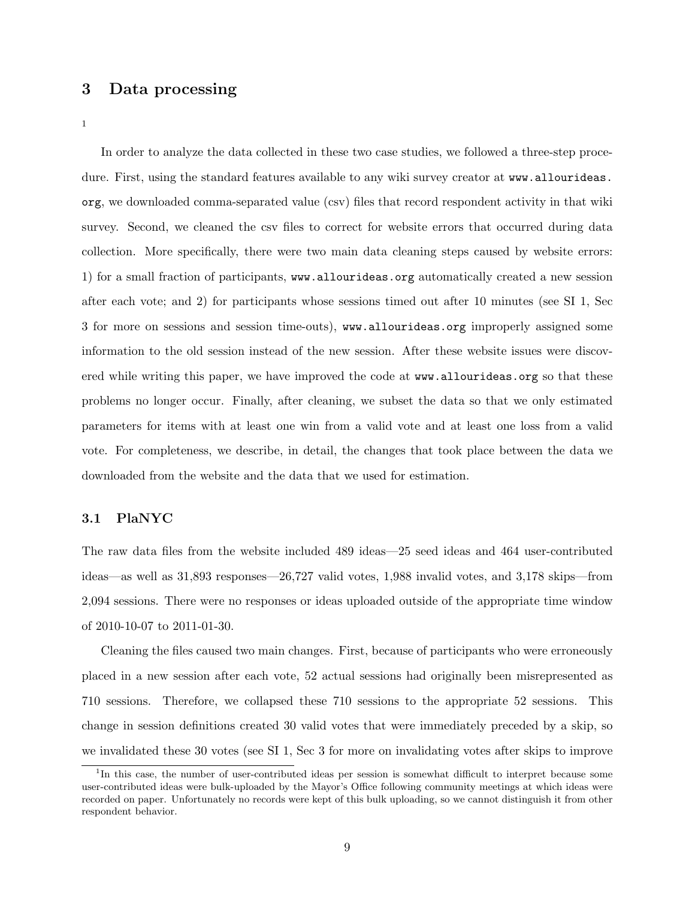# 3 Data processing

[1]

In order to analyze the data collected in these two case studies, we followed a three-step procedure. First, using the standard features available to any wiki survey creator at www.allourideas.org, we downloaded comma-separated value (csv) files that record respondent activity in that wiki survey. Second, we cleaned the csv files to correct for website errors that occurred during data collection. More specifically, there were two main data cleaning steps caused by website errors: 1) for a small fraction of participants, www.allourideas.org automatically created a new session after each vote; and 2) for participants whose sessions timed out after 10 minutes (see SI 1, Sec 3 for more on sessions and session time-outs), www.allourideas.org improperly assigned some information to the old session instead of the new session. After these website issues were discovered while writing this paper, we have improved the code at www.allourideas.org so that these problems no longer occur. Finally, after cleaning, we subset the data so that we only estimated parameters for items with at least one win from a valid vote and at least one loss from a valid vote. For completeness, we describe, in detail, the changes that took place between the data we downloaded from the website and the data that we used for estimation.

## 3.1 PlaNYC

The raw data files from the website included 489 ideas—25 seed ideas and 464 user-contributed ideas—as well as 31,893 responses—26,727 valid votes, 1,988 invalid votes, and 3,178 skips—from 2,094 sessions. There were no responses or ideas uploaded outside of the appropriate time window of 2010-10-07 to 2011-01-30.

Cleaning the files caused two main changes. First, because of participants who were erroneously placed in a new session after each vote, 52 actual sessions had originally been misrepresented as 710 sessions. Therefore, we collapsed these 710 sessions to the appropriate 52 sessions. This change in session definitions created 30 valid votes that were immediately preceded by a skip, so we invalidated these 30 votes (see SI 1, Sec 3 for more on invalidating votes after skips to improve

[1] In this case, the number of user-contributed ideas per session is somewhat difficult to interpret because some user-contributed ideas were bulk-uploaded by the Mayor's Office following community meetings at which ideas were recorded on paper. Unfortunately no records were kept of this bulk uploading, so we cannot distinguish it from other respondent behavior.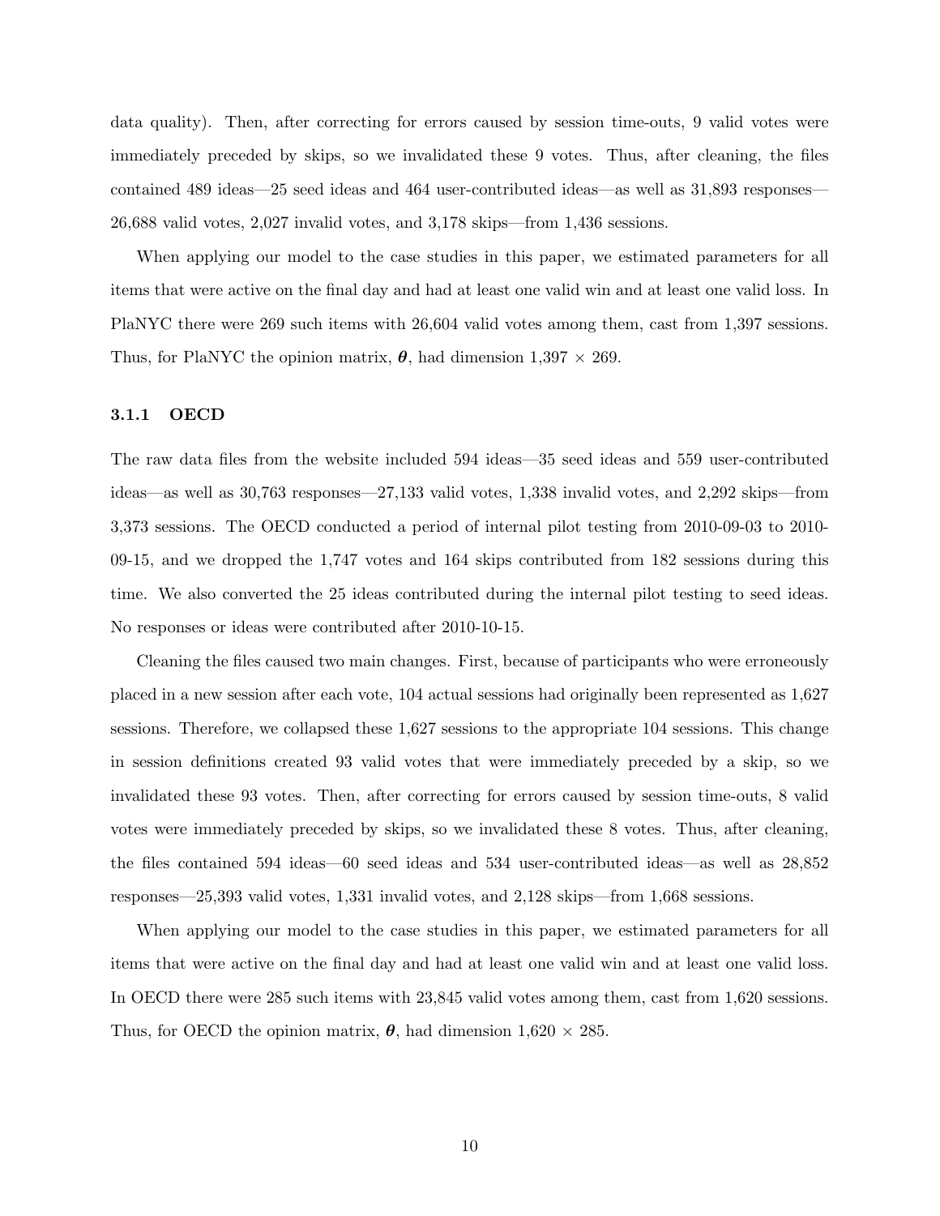data quality). Then, after correcting for errors caused by session time-outs, 9 valid votes were immediately preceded by skips, so we invalidated these 9 votes. Thus, after cleaning, the files contained 489 ideas—25 seed ideas and 464 user-contributed ideas—as well as 31,893 responses—26,688 valid votes, 2,027 invalid votes, and 3,178 skips—from 1,436 sessions.

When applying our model to the case studies in this paper, we estimated parameters for all items that were active on the final day and had at least one valid win and at least one valid loss. In PlaNYC there were 269 such items with 26,604 valid votes among them, cast from 1,397 sessions. Thus, for PlaNYC the opinion matrix, $\boldsymbol{\theta}$, had dimension $1{,}397 \times 269$.

### 3.1.1 OECD

The raw data files from the website included 594 ideas—35 seed ideas and 559 user-contributed ideas—as well as 30,763 responses—27,133 valid votes, 1,338 invalid votes, and 2,292 skips—from 3,373 sessions. The OECD conducted a period of internal pilot testing from 2010-09-03 to 2010-09-15, and we dropped the 1,747 votes and 164 skips contributed from 182 sessions during this time. We also converted the 25 ideas contributed during the internal pilot testing to seed ideas. No responses or ideas were contributed after 2010-10-15.

Cleaning the files caused two main changes. First, because of participants who were erroneously placed in a new session after each vote, 104 actual sessions had originally been represented as 1,627 sessions. Therefore, we collapsed these 1,627 sessions to the appropriate 104 sessions. This change in session definitions created 93 valid votes that were immediately preceded by a skip, so we invalidated these 93 votes. Then, after correcting for errors caused by session time-outs, 8 valid votes were immediately preceded by skips, so we invalidated these 8 votes. Thus, after cleaning, the files contained 594 ideas—60 seed ideas and 534 user-contributed ideas—as well as 28,852 responses—25,393 valid votes, 1,331 invalid votes, and 2,128 skips—from 1,668 sessions.

When applying our model to the case studies in this paper, we estimated parameters for all items that were active on the final day and had at least one valid win and at least one valid loss. In OECD there were 285 such items with 23,845 valid votes among them, cast from 1,620 sessions. Thus, for OECD the opinion matrix, $\boldsymbol{\theta}$, had dimension $1{,}620 \times 285$.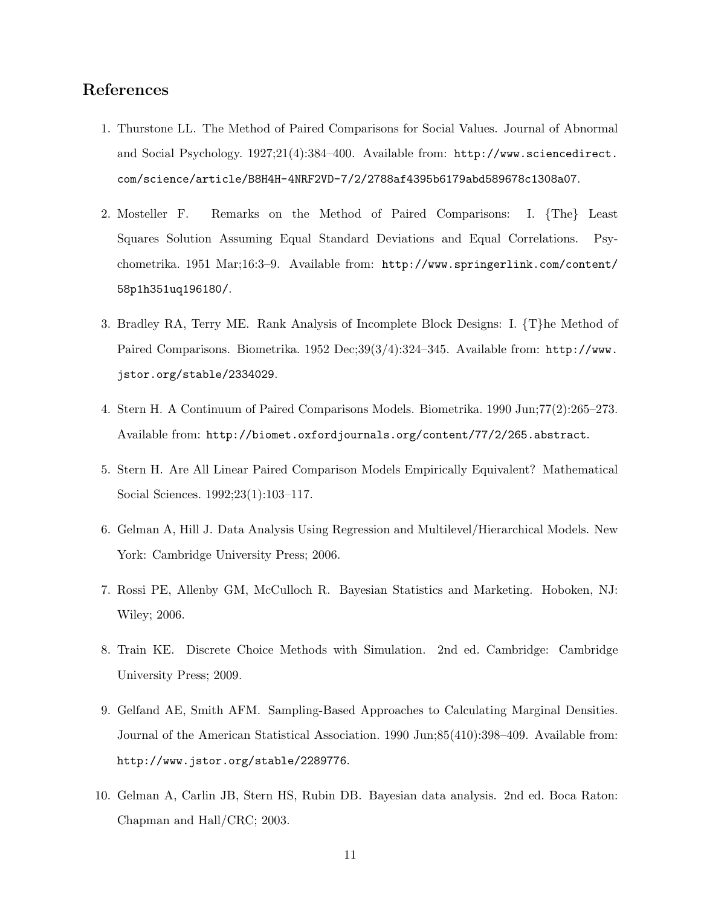## References

1. Thurstone LL. The Method of Paired Comparisons for Social Values. Journal of Abnormal and Social Psychology. 1927;21(4):384–400. Available from: http://www.sciencedirect.com/science/article/B8H4H-4NRF2VD-7/2/2788af4395b6179abd589678c1308a07.

2. Mosteller F. Remarks on the Method of Paired Comparisons: I. {The} Least Squares Solution Assuming Equal Standard Deviations and Equal Correlations. Psychometrika. 1951 Mar;16:3–9. Available from: http://www.springerlink.com/content/58p1h351uq196180/.

3. Bradley RA, Terry ME. Rank Analysis of Incomplete Block Designs: I. {T}he Method of Paired Comparisons. Biometrika. 1952 Dec;39(3/4):324–345. Available from: http://www.jstor.org/stable/2334029.

4. Stern H. A Continuum of Paired Comparisons Models. Biometrika. 1990 Jun;77(2):265–273. Available from: http://biomet.oxfordjournals.org/content/77/2/265.abstract.

5. Stern H. Are All Linear Paired Comparison Models Empirically Equivalent? Mathematical Social Sciences. 1992;23(1):103–117.

6. Gelman A, Hill J. Data Analysis Using Regression and Multilevel/Hierarchical Models. New York: Cambridge University Press; 2006.

7. Rossi PE, Allenby GM, McCulloch R. Bayesian Statistics and Marketing. Hoboken, NJ: Wiley; 2006.

8. Train KE. Discrete Choice Methods with Simulation. 2nd ed. Cambridge: Cambridge University Press; 2009.

9. Gelfand AE, Smith AFM. Sampling-Based Approaches to Calculating Marginal Densities. Journal of the American Statistical Association. 1990 Jun;85(410):398–409. Available from: http://www.jstor.org/stable/2289776.

10. Gelman A, Carlin JB, Stern HS, Rubin DB. Bayesian data analysis. 2nd ed. Boca Raton: Chapman and Hall/CRC; 2003.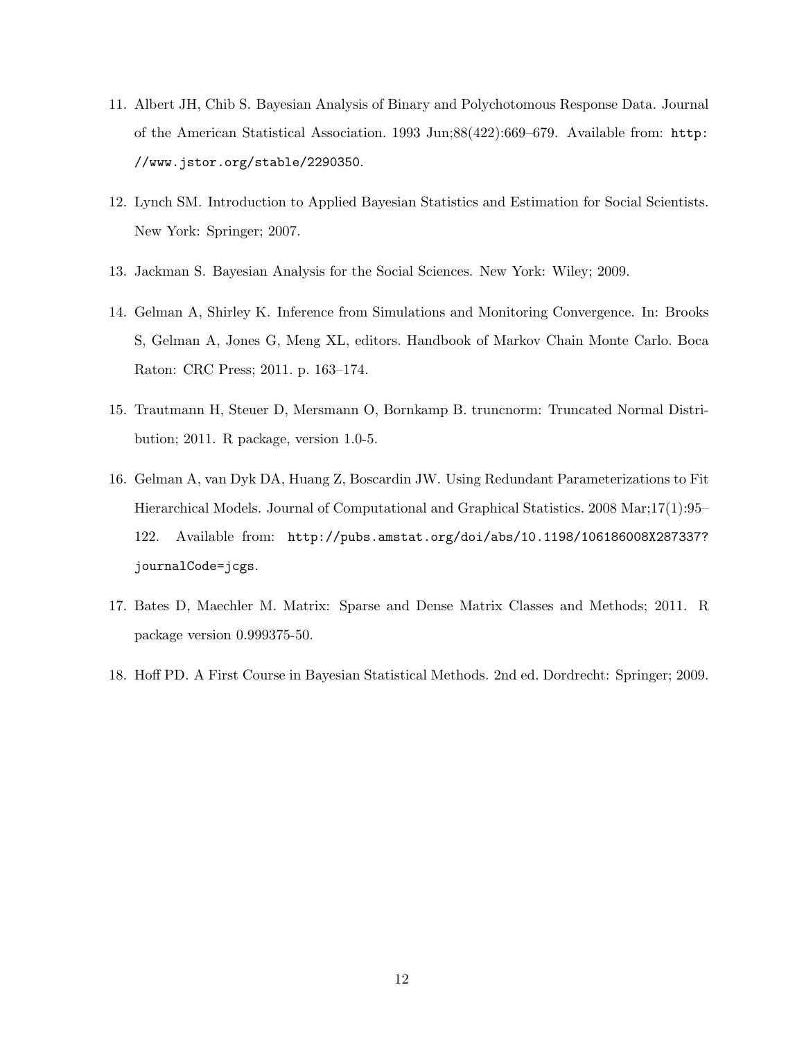11. Albert JH, Chib S. Bayesian Analysis of Binary and Polychotomous Response Data. Journal of the American Statistical Association. 1993 Jun;88(422):669–679. Available from: http://www.jstor.org/stable/2290350.

12. Lynch SM. Introduction to Applied Bayesian Statistics and Estimation for Social Scientists. New York: Springer; 2007.

13. Jackman S. Bayesian Analysis for the Social Sciences. New York: Wiley; 2009.

14. Gelman A, Shirley K. Inference from Simulations and Monitoring Convergence. In: Brooks S, Gelman A, Jones G, Meng XL, editors. Handbook of Markov Chain Monte Carlo. Boca Raton: CRC Press; 2011. p. 163–174.

15. Trautmann H, Steuer D, Mersmann O, Bornkamp B. truncnorm: Truncated Normal Distribution; 2011. R package, version 1.0-5.

16. Gelman A, van Dyk DA, Huang Z, Boscardin JW. Using Redundant Parameterizations to Fit Hierarchical Models. Journal of Computational and Graphical Statistics. 2008 Mar;17(1):95–122. Available from: http://pubs.amstat.org/doi/abs/10.1198/106186008X287337?journalCode=jcgs.

17. Bates D, Maechler M. Matrix: Sparse and Dense Matrix Classes and Methods; 2011. R package version 0.999375-50.

18. Hoff PD. A First Course in Bayesian Statistical Methods. 2nd ed. Dordrecht: Springer; 2009.